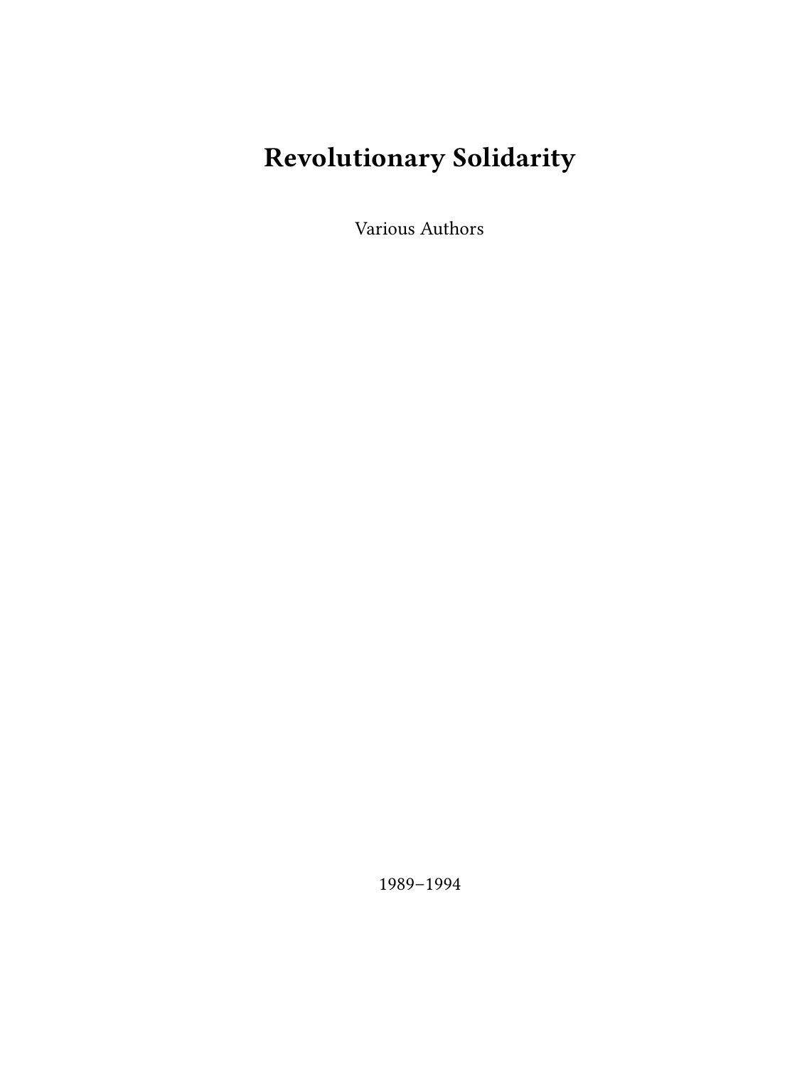# Revolutionary Solidarity

Various Authors

1989–1994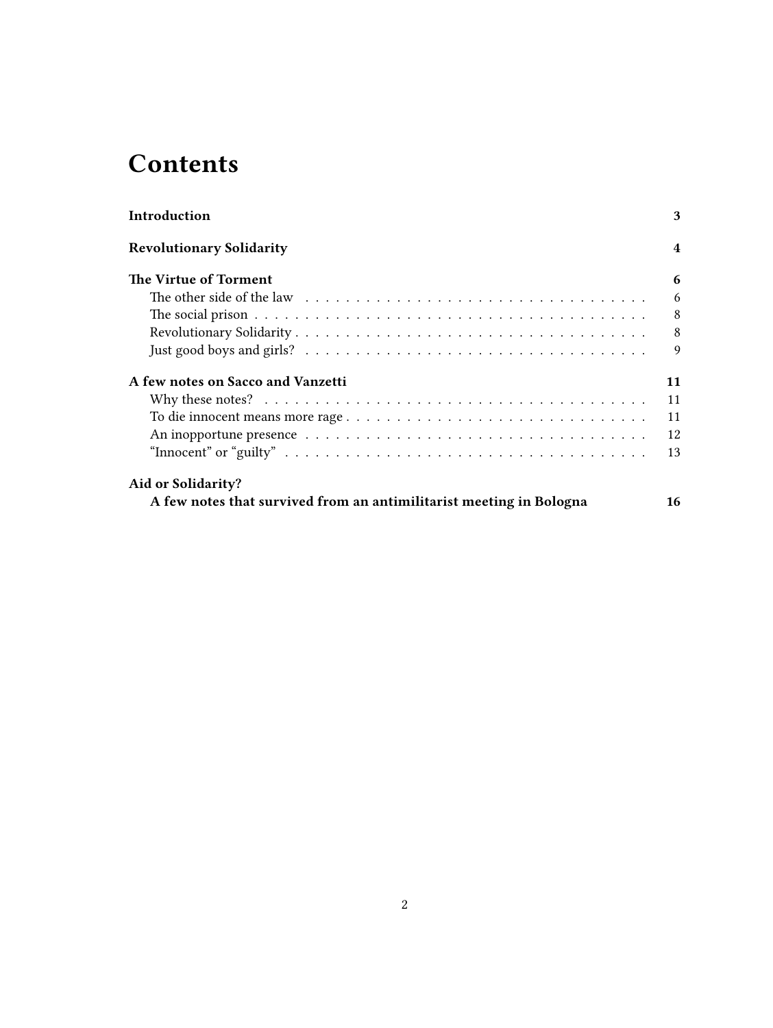# Contents

**Introduction** 3

**Revolutionary Solidarity** 4

**The Virtue of Torment** 6

- The other side of the law 6
- The social prison 8
- Revolutionary Solidarity 8
- Just good boys and girls? 9

**A few notes on Sacco and Vanzetti** 11

- Why these notes? 11
- To die innocent means more rage 11
- An inopportune presence 12
- "Innocent" or "guilty" 13

**Aid or Solidarity?**
**A few notes that survived from an antimilitarist meeting in Bologna** 16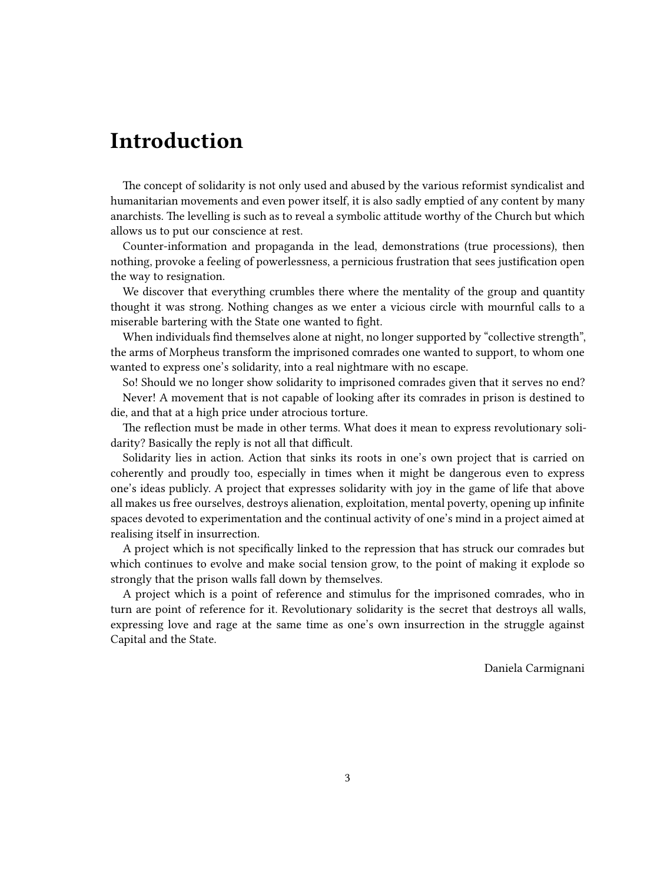# Introduction

The concept of solidarity is not only used and abused by the various reformist syndicalist and humanitarian movements and even power itself, it is also sadly emptied of any content by many anarchists. The levelling is such as to reveal a symbolic attitude worthy of the Church but which allows us to put our conscience at rest.

Counter-information and propaganda in the lead, demonstrations (true processions), then nothing, provoke a feeling of powerlessness, a pernicious frustration that sees justification open the way to resignation.

We discover that everything crumbles there where the mentality of the group and quantity thought it was strong. Nothing changes as we enter a vicious circle with mournful calls to a miserable bartering with the State one wanted to fight.

When individuals find themselves alone at night, no longer supported by "collective strength", the arms of Morpheus transform the imprisoned comrades one wanted to support, to whom one wanted to express one's solidarity, into a real nightmare with no escape.

So! Should we no longer show solidarity to imprisoned comrades given that it serves no end?

Never! A movement that is not capable of looking after its comrades in prison is destined to die, and that at a high price under atrocious torture.

The reflection must be made in other terms. What does it mean to express revolutionary solidarity? Basically the reply is not all that difficult.

Solidarity lies in action. Action that sinks its roots in one's own project that is carried on coherently and proudly too, especially in times when it might be dangerous even to express one's ideas publicly. A project that expresses solidarity with joy in the game of life that above all makes us free ourselves, destroys alienation, exploitation, mental poverty, opening up infinite spaces devoted to experimentation and the continual activity of one's mind in a project aimed at realising itself in insurrection.

A project which is not specifically linked to the repression that has struck our comrades but which continues to evolve and make social tension grow, to the point of making it explode so strongly that the prison walls fall down by themselves.

A project which is a point of reference and stimulus for the imprisoned comrades, who in turn are point of reference for it. Revolutionary solidarity is the secret that destroys all walls, expressing love and rage at the same time as one's own insurrection in the struggle against Capital and the State.

Daniela Carmignani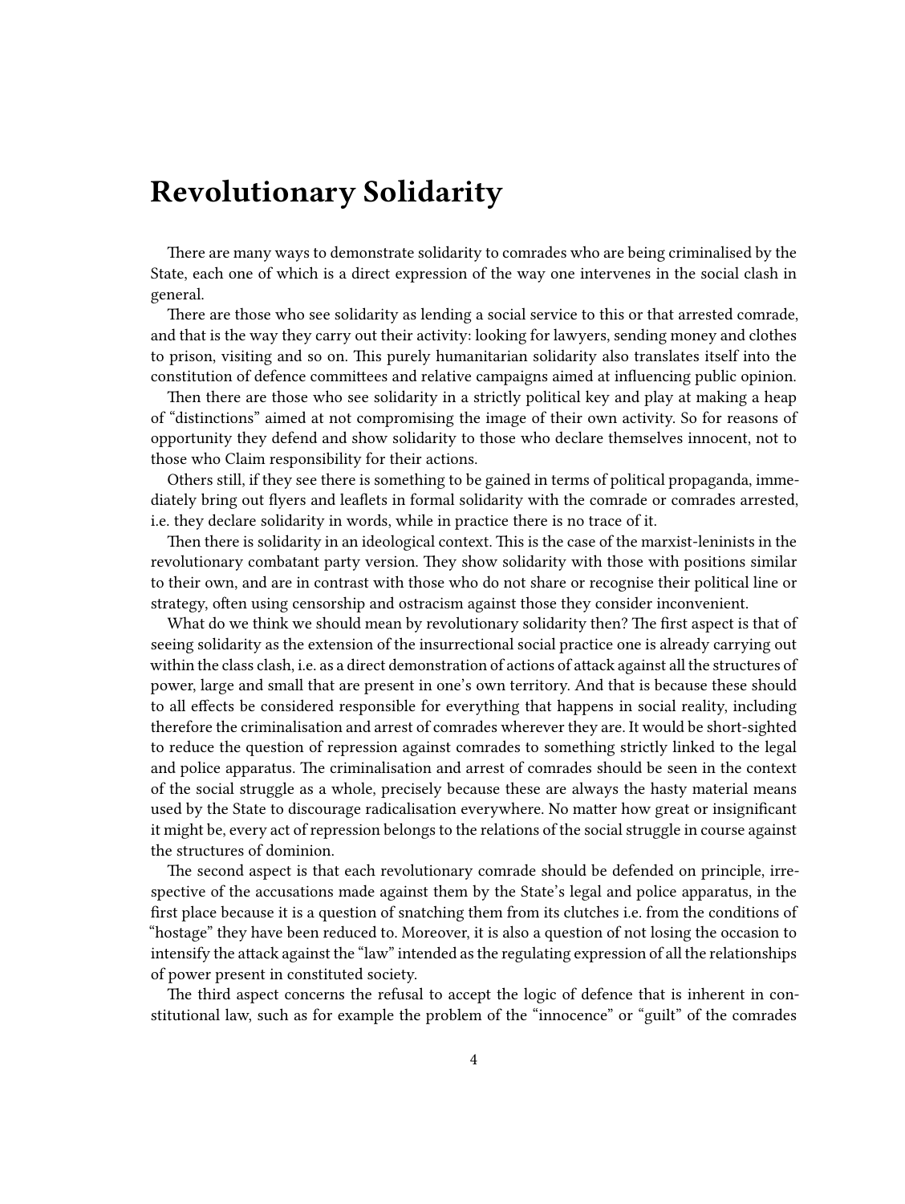# Revolutionary Solidarity

There are many ways to demonstrate solidarity to comrades who are being criminalised by the State, each one of which is a direct expression of the way one intervenes in the social clash in general.

There are those who see solidarity as lending a social service to this or that arrested comrade, and that is the way they carry out their activity: looking for lawyers, sending money and clothes to prison, visiting and so on. This purely humanitarian solidarity also translates itself into the constitution of defence committees and relative campaigns aimed at influencing public opinion.

Then there are those who see solidarity in a strictly political key and play at making a heap of "distinctions" aimed at not compromising the image of their own activity. So for reasons of opportunity they defend and show solidarity to those who declare themselves innocent, not to those who Claim responsibility for their actions.

Others still, if they see there is something to be gained in terms of political propaganda, immediately bring out flyers and leaflets in formal solidarity with the comrade or comrades arrested, i.e. they declare solidarity in words, while in practice there is no trace of it.

Then there is solidarity in an ideological context. This is the case of the marxist-leninists in the revolutionary combatant party version. They show solidarity with those with positions similar to their own, and are in contrast with those who do not share or recognise their political line or strategy, often using censorship and ostracism against those they consider inconvenient.

What do we think we should mean by revolutionary solidarity then? The first aspect is that of seeing solidarity as the extension of the insurrectional social practice one is already carrying out within the class clash, i.e. as a direct demonstration of actions of attack against all the structures of power, large and small that are present in one's own territory. And that is because these should to all effects be considered responsible for everything that happens in social reality, including therefore the criminalisation and arrest of comrades wherever they are. It would be short-sighted to reduce the question of repression against comrades to something strictly linked to the legal and police apparatus. The criminalisation and arrest of comrades should be seen in the context of the social struggle as a whole, precisely because these are always the hasty material means used by the State to discourage radicalisation everywhere. No matter how great or insignificant it might be, every act of repression belongs to the relations of the social struggle in course against the structures of dominion.

The second aspect is that each revolutionary comrade should be defended on principle, irrespective of the accusations made against them by the State's legal and police apparatus, in the first place because it is a question of snatching them from its clutches i.e. from the conditions of "hostage" they have been reduced to. Moreover, it is also a question of not losing the occasion to intensify the attack against the "law" intended as the regulating expression of all the relationships of power present in constituted society.

The third aspect concerns the refusal to accept the logic of defence that is inherent in constitutional law, such as for example the problem of the "innocence" or "guilt" of the comrades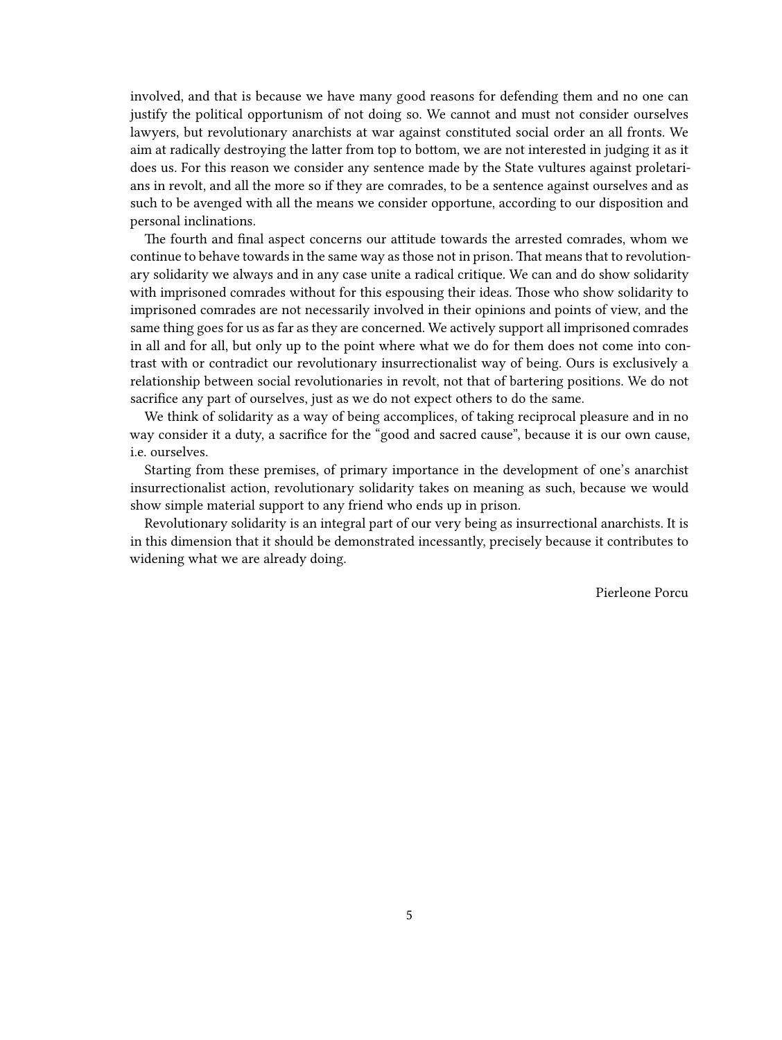involved, and that is because we have many good reasons for defending them and no one can justify the political opportunism of not doing so. We cannot and must not consider ourselves lawyers, but revolutionary anarchists at war against constituted social order an all fronts. We aim at radically destroying the latter from top to bottom, we are not interested in judging it as it does us. For this reason we consider any sentence made by the State vultures against proletarians in revolt, and all the more so if they are comrades, to be a sentence against ourselves and as such to be avenged with all the means we consider opportune, according to our disposition and personal inclinations.

The fourth and final aspect concerns our attitude towards the arrested comrades, whom we continue to behave towards in the same way as those not in prison. That means that to revolutionary solidarity we always and in any case unite a radical critique. We can and do show solidarity with imprisoned comrades without for this espousing their ideas. Those who show solidarity to imprisoned comrades are not necessarily involved in their opinions and points of view, and the same thing goes for us as far as they are concerned. We actively support all imprisoned comrades in all and for all, but only up to the point where what we do for them does not come into contrast with or contradict our revolutionary insurrectionalist way of being. Ours is exclusively a relationship between social revolutionaries in revolt, not that of bartering positions. We do not sacrifice any part of ourselves, just as we do not expect others to do the same.

We think of solidarity as a way of being accomplices, of taking reciprocal pleasure and in no way consider it a duty, a sacrifice for the "good and sacred cause", because it is our own cause, i.e. ourselves.

Starting from these premises, of primary importance in the development of one's anarchist insurrectionalist action, revolutionary solidarity takes on meaning as such, because we would show simple material support to any friend who ends up in prison.

Revolutionary solidarity is an integral part of our very being as insurrectional anarchists. It is in this dimension that it should be demonstrated incessantly, precisely because it contributes to widening what we are already doing.

Pierleone Porcu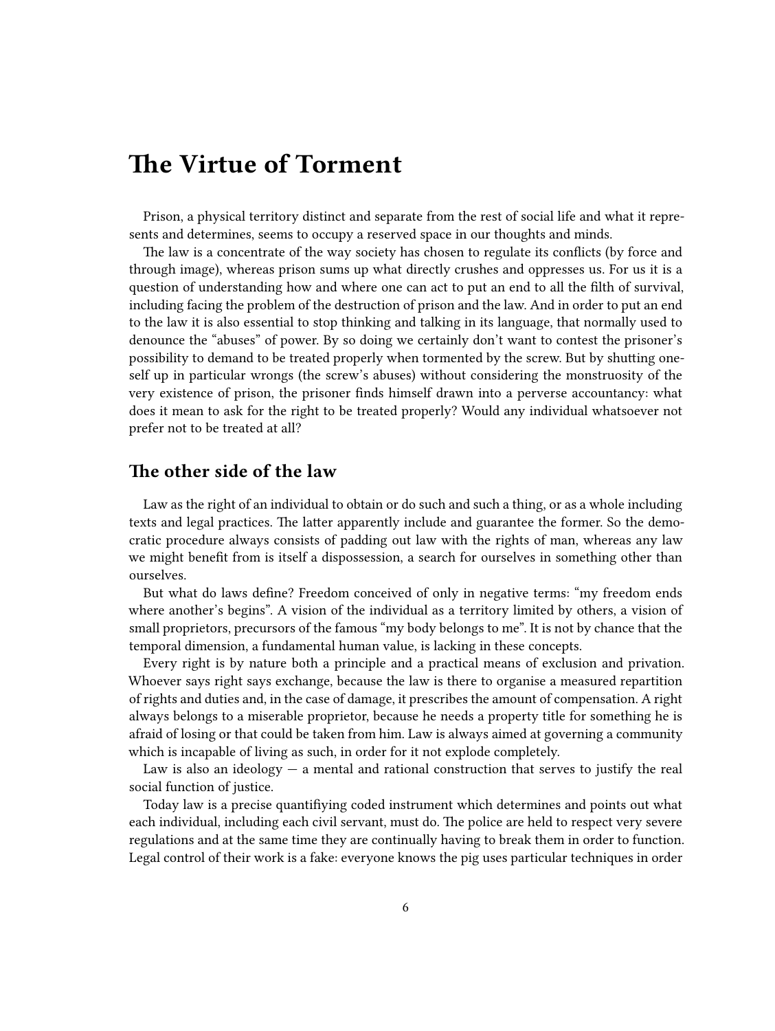# The Virtue of Torment

Prison, a physical territory distinct and separate from the rest of social life and what it represents and determines, seems to occupy a reserved space in our thoughts and minds.

The law is a concentrate of the way society has chosen to regulate its conflicts (by force and through image), whereas prison sums up what directly crushes and oppresses us. For us it is a question of understanding how and where one can act to put an end to all the filth of survival, including facing the problem of the destruction of prison and the law. And in order to put an end to the law it is also essential to stop thinking and talking in its language, that normally used to denounce the "abuses" of power. By so doing we certainly don't want to contest the prisoner's possibility to demand to be treated properly when tormented by the screw. But by shutting oneself up in particular wrongs (the screw's abuses) without considering the monstruosity of the very existence of prison, the prisoner finds himself drawn into a perverse accountancy: what does it mean to ask for the right to be treated properly? Would any individual whatsoever not prefer not to be treated at all?

## The other side of the law

Law as the right of an individual to obtain or do such and such a thing, or as a whole including texts and legal practices. The latter apparently include and guarantee the former. So the democratic procedure always consists of padding out law with the rights of man, whereas any law we might benefit from is itself a dispossession, a search for ourselves in something other than ourselves.

But what do laws define? Freedom conceived of only in negative terms: "my freedom ends where another's begins". A vision of the individual as a territory limited by others, a vision of small proprietors, precursors of the famous "my body belongs to me". It is not by chance that the temporal dimension, a fundamental human value, is lacking in these concepts.

Every right is by nature both a principle and a practical means of exclusion and privation. Whoever says right says exchange, because the law is there to organise a measured repartition of rights and duties and, in the case of damage, it prescribes the amount of compensation. A right always belongs to a miserable proprietor, because he needs a property title for something he is afraid of losing or that could be taken from him. Law is always aimed at governing a community which is incapable of living as such, in order for it not explode completely.

Law is also an ideology — a mental and rational construction that serves to justify the real social function of justice.

Today law is a precise quantifiying coded instrument which determines and points out what each individual, including each civil servant, must do. The police are held to respect very severe regulations and at the same time they are continually having to break them in order to function. Legal control of their work is a fake: everyone knows the pig uses particular techniques in order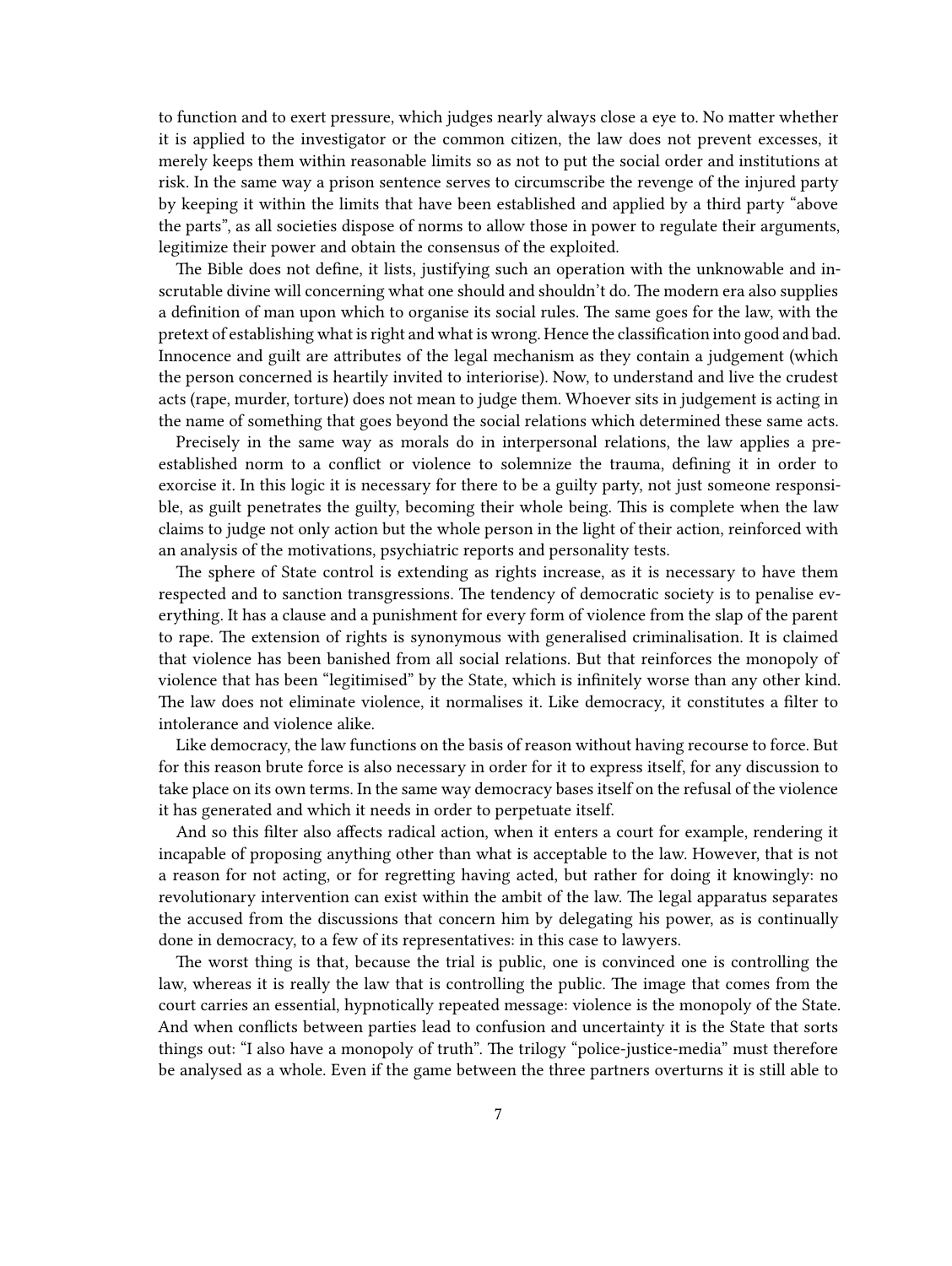to function and to exert pressure, which judges nearly always close a eye to. No matter whether it is applied to the investigator or the common citizen, the law does not prevent excesses, it merely keeps them within reasonable limits so as not to put the social order and institutions at risk. In the same way a prison sentence serves to circumscribe the revenge of the injured party by keeping it within the limits that have been established and applied by a third party "above the parts", as all societies dispose of norms to allow those in power to regulate their arguments, legitimize their power and obtain the consensus of the exploited.

The Bible does not define, it lists, justifying such an operation with the unknowable and inscrutable divine will concerning what one should and shouldn't do. The modern era also supplies a definition of man upon which to organise its social rules. The same goes for the law, with the pretext of establishing what is right and what is wrong. Hence the classification into good and bad. Innocence and guilt are attributes of the legal mechanism as they contain a judgement (which the person concerned is heartily invited to interiorise). Now, to understand and live the crudest acts (rape, murder, torture) does not mean to judge them. Whoever sits in judgement is acting in the name of something that goes beyond the social relations which determined these same acts.

Precisely in the same way as morals do in interpersonal relations, the law applies a pre-established norm to a conflict or violence to solemnize the trauma, defining it in order to exorcise it. In this logic it is necessary for there to be a guilty party, not just someone responsible, as guilt penetrates the guilty, becoming their whole being. This is complete when the law claims to judge not only action but the whole person in the light of their action, reinforced with an analysis of the motivations, psychiatric reports and personality tests.

The sphere of State control is extending as rights increase, as it is necessary to have them respected and to sanction transgressions. The tendency of democratic society is to penalise everything. It has a clause and a punishment for every form of violence from the slap of the parent to rape. The extension of rights is synonymous with generalised criminalisation. It is claimed that violence has been banished from all social relations. But that reinforces the monopoly of violence that has been "legitimised" by the State, which is infinitely worse than any other kind. The law does not eliminate violence, it normalises it. Like democracy, it constitutes a filter to intolerance and violence alike.

Like democracy, the law functions on the basis of reason without having recourse to force. But for this reason brute force is also necessary in order for it to express itself, for any discussion to take place on its own terms. In the same way democracy bases itself on the refusal of the violence it has generated and which it needs in order to perpetuate itself.

And so this filter also affects radical action, when it enters a court for example, rendering it incapable of proposing anything other than what is acceptable to the law. However, that is not a reason for not acting, or for regretting having acted, but rather for doing it knowingly: no revolutionary intervention can exist within the ambit of the law. The legal apparatus separates the accused from the discussions that concern him by delegating his power, as is continually done in democracy, to a few of its representatives: in this case to lawyers.

The worst thing is that, because the trial is public, one is convinced one is controlling the law, whereas it is really the law that is controlling the public. The image that comes from the court carries an essential, hypnotically repeated message: violence is the monopoly of the State. And when conflicts between parties lead to confusion and uncertainty it is the State that sorts things out: "I also have a monopoly of truth". The trilogy "police-justice-media" must therefore be analysed as a whole. Even if the game between the three partners overturns it is still able to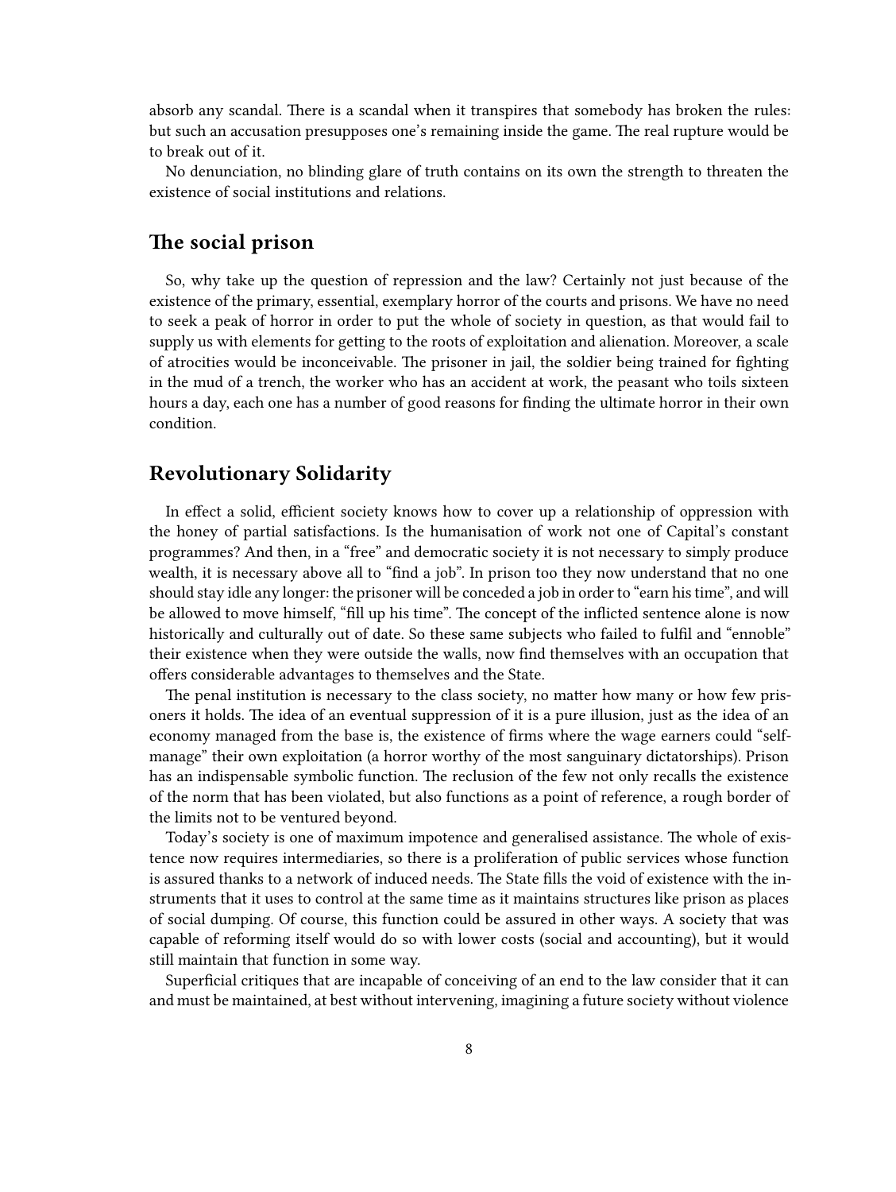absorb any scandal. There is a scandal when it transpires that somebody has broken the rules: but such an accusation presupposes one's remaining inside the game. The real rupture would be to break out of it.

No denunciation, no blinding glare of truth contains on its own the strength to threaten the existence of social institutions and relations.

## The social prison

So, why take up the question of repression and the law? Certainly not just because of the existence of the primary, essential, exemplary horror of the courts and prisons. We have no need to seek a peak of horror in order to put the whole of society in question, as that would fail to supply us with elements for getting to the roots of exploitation and alienation. Moreover, a scale of atrocities would be inconceivable. The prisoner in jail, the soldier being trained for fighting in the mud of a trench, the worker who has an accident at work, the peasant who toils sixteen hours a day, each one has a number of good reasons for finding the ultimate horror in their own condition.

## Revolutionary Solidarity

In effect a solid, efficient society knows how to cover up a relationship of oppression with the honey of partial satisfactions. Is the humanisation of work not one of Capital's constant programmes? And then, in a "free" and democratic society it is not necessary to simply produce wealth, it is necessary above all to "find a job". In prison too they now understand that no one should stay idle any longer: the prisoner will be conceded a job in order to "earn his time", and will be allowed to move himself, "fill up his time". The concept of the inflicted sentence alone is now historically and culturally out of date. So these same subjects who failed to fulfil and "ennoble" their existence when they were outside the walls, now find themselves with an occupation that offers considerable advantages to themselves and the State.

The penal institution is necessary to the class society, no matter how many or how few prisoners it holds. The idea of an eventual suppression of it is a pure illusion, just as the idea of an economy managed from the base is, the existence of firms where the wage earners could "self-manage" their own exploitation (a horror worthy of the most sanguinary dictatorships). Prison has an indispensable symbolic function. The reclusion of the few not only recalls the existence of the norm that has been violated, but also functions as a point of reference, a rough border of the limits not to be ventured beyond.

Today's society is one of maximum impotence and generalised assistance. The whole of existence now requires intermediaries, so there is a proliferation of public services whose function is assured thanks to a network of induced needs. The State fills the void of existence with the instruments that it uses to control at the same time as it maintains structures like prison as places of social dumping. Of course, this function could be assured in other ways. A society that was capable of reforming itself would do so with lower costs (social and accounting), but it would still maintain that function in some way.

Superficial critiques that are incapable of conceiving of an end to the law consider that it can and must be maintained, at best without intervening, imagining a future society without violence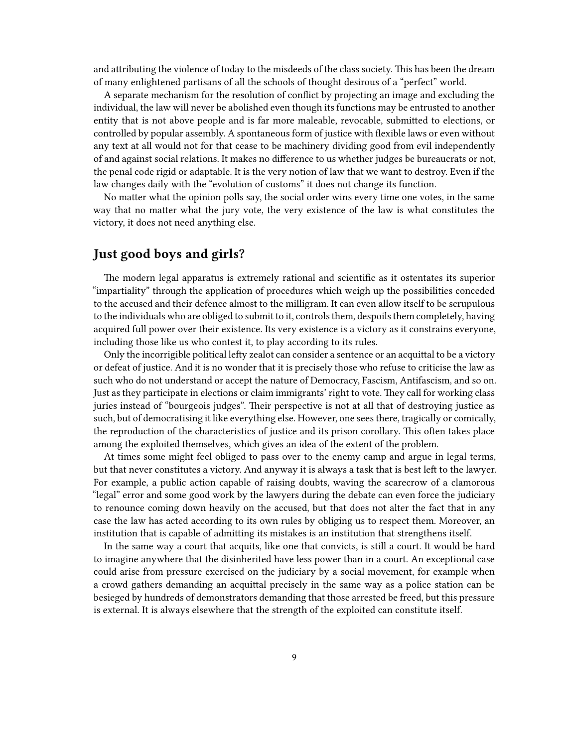and attributing the violence of today to the misdeeds of the class society. This has been the dream of many enlightened partisans of all the schools of thought desirous of a "perfect" world.

A separate mechanism for the resolution of conflict by projecting an image and excluding the individual, the law will never be abolished even though its functions may be entrusted to another entity that is not above people and is far more maleable, revocable, submitted to elections, or controlled by popular assembly. A spontaneous form of justice with flexible laws or even without any text at all would not for that cease to be machinery dividing good from evil independently of and against social relations. It makes no difference to us whether judges be bureaucrats or not, the penal code rigid or adaptable. It is the very notion of law that we want to destroy. Even if the law changes daily with the "evolution of customs" it does not change its function.

No matter what the opinion polls say, the social order wins every time one votes, in the same way that no matter what the jury vote, the very existence of the law is what constitutes the victory, it does not need anything else.

## Just good boys and girls?

The modern legal apparatus is extremely rational and scientific as it ostentates its superior "impartiality" through the application of procedures which weigh up the possibilities conceded to the accused and their defence almost to the milligram. It can even allow itself to be scrupulous to the individuals who are obliged to submit to it, controls them, despoils them completely, having acquired full power over their existence. Its very existence is a victory as it constrains everyone, including those like us who contest it, to play according to its rules.

Only the incorrigible political lefty zealot can consider a sentence or an acquittal to be a victory or defeat of justice. And it is no wonder that it is precisely those who refuse to criticise the law as such who do not understand or accept the nature of Democracy, Fascism, Antifascism, and so on. Just as they participate in elections or claim immigrants' right to vote. They call for working class juries instead of "bourgeois judges". Their perspective is not at all that of destroying justice as such, but of democratising it like everything else. However, one sees there, tragically or comically, the reproduction of the characteristics of justice and its prison corollary. This often takes place among the exploited themselves, which gives an idea of the extent of the problem.

At times some might feel obliged to pass over to the enemy camp and argue in legal terms, but that never constitutes a victory. And anyway it is always a task that is best left to the lawyer. For example, a public action capable of raising doubts, waving the scarecrow of a clamorous "legal" error and some good work by the lawyers during the debate can even force the judiciary to renounce coming down heavily on the accused, but that does not alter the fact that in any case the law has acted according to its own rules by obliging us to respect them. Moreover, an institution that is capable of admitting its mistakes is an institution that strengthens itself.

In the same way a court that acquits, like one that convicts, is still a court. It would be hard to imagine anywhere that the disinherited have less power than in a court. An exceptional case could arise from pressure exercised on the judiciary by a social movement, for example when a crowd gathers demanding an acquittal precisely in the same way as a police station can be besieged by hundreds of demonstrators demanding that those arrested be freed, but this pressure is external. It is always elsewhere that the strength of the exploited can constitute itself.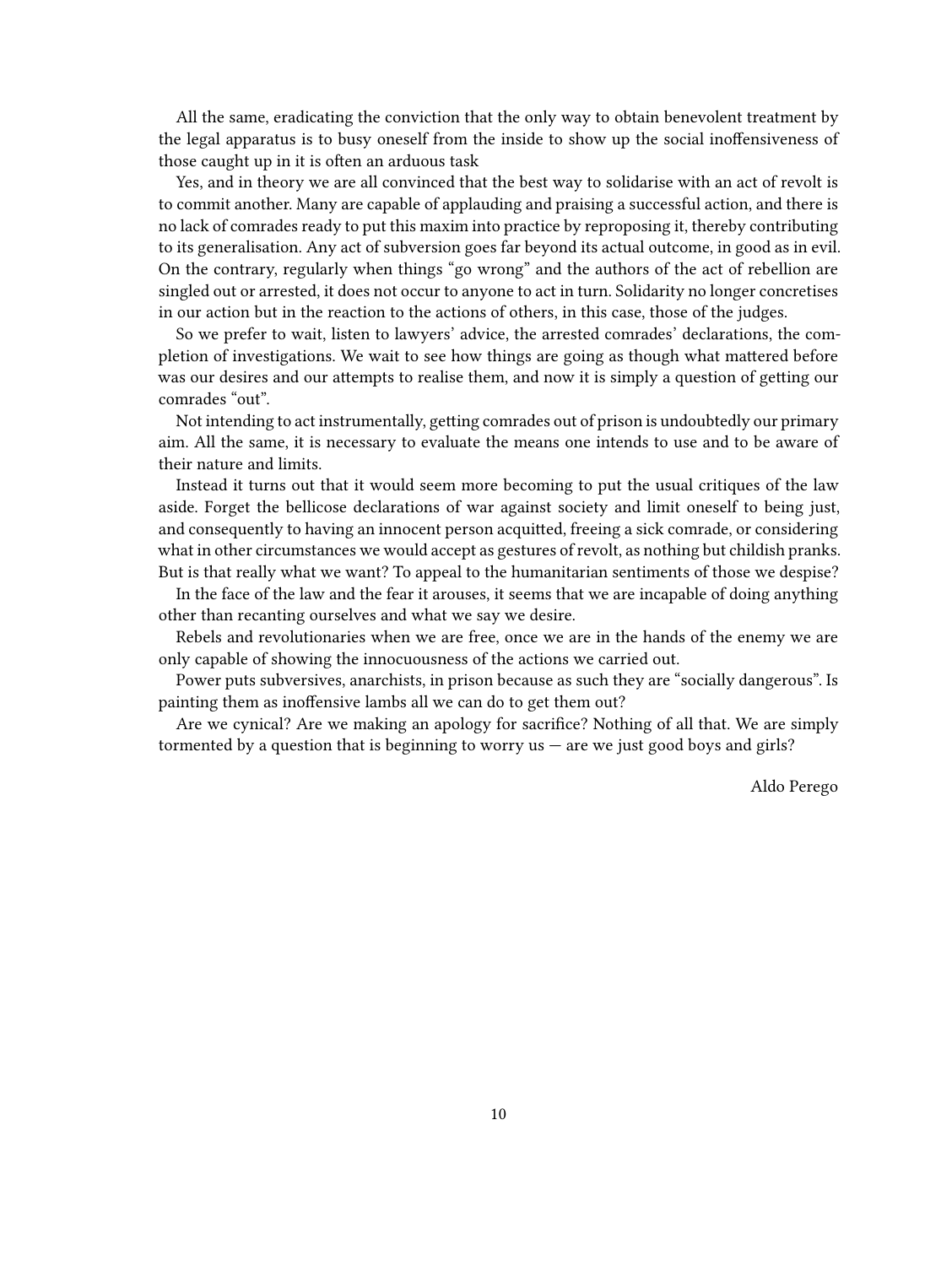All the same, eradicating the conviction that the only way to obtain benevolent treatment by the legal apparatus is to busy oneself from the inside to show up the social inoffensiveness of those caught up in it is often an arduous task

Yes, and in theory we are all convinced that the best way to solidarise with an act of revolt is to commit another. Many are capable of applauding and praising a successful action, and there is no lack of comrades ready to put this maxim into practice by reproposing it, thereby contributing to its generalisation. Any act of subversion goes far beyond its actual outcome, in good as in evil. On the contrary, regularly when things “go wrong” and the authors of the act of rebellion are singled out or arrested, it does not occur to anyone to act in turn. Solidarity no longer concretises in our action but in the reaction to the actions of others, in this case, those of the judges.

So we prefer to wait, listen to lawyers’ advice, the arrested comrades’ declarations, the completion of investigations. We wait to see how things are going as though what mattered before was our desires and our attempts to realise them, and now it is simply a question of getting our comrades “out”.

Not intending to act instrumentally, getting comrades out of prison is undoubtedly our primary aim. All the same, it is necessary to evaluate the means one intends to use and to be aware of their nature and limits.

Instead it turns out that it would seem more becoming to put the usual critiques of the law aside. Forget the bellicose declarations of war against society and limit oneself to being just, and consequently to having an innocent person acquitted, freeing a sick comrade, or considering what in other circumstances we would accept as gestures of revolt, as nothing but childish pranks. But is that really what we want? To appeal to the humanitarian sentiments of those we despise?

In the face of the law and the fear it arouses, it seems that we are incapable of doing anything other than recanting ourselves and what we say we desire.

Rebels and revolutionaries when we are free, once we are in the hands of the enemy we are only capable of showing the innocuousness of the actions we carried out.

Power puts subversives, anarchists, in prison because as such they are “socially dangerous”. Is painting them as inoffensive lambs all we can do to get them out?

Are we cynical? Are we making an apology for sacrifice? Nothing of all that. We are simply tormented by a question that is beginning to worry us — are we just good boys and girls?

Aldo Perego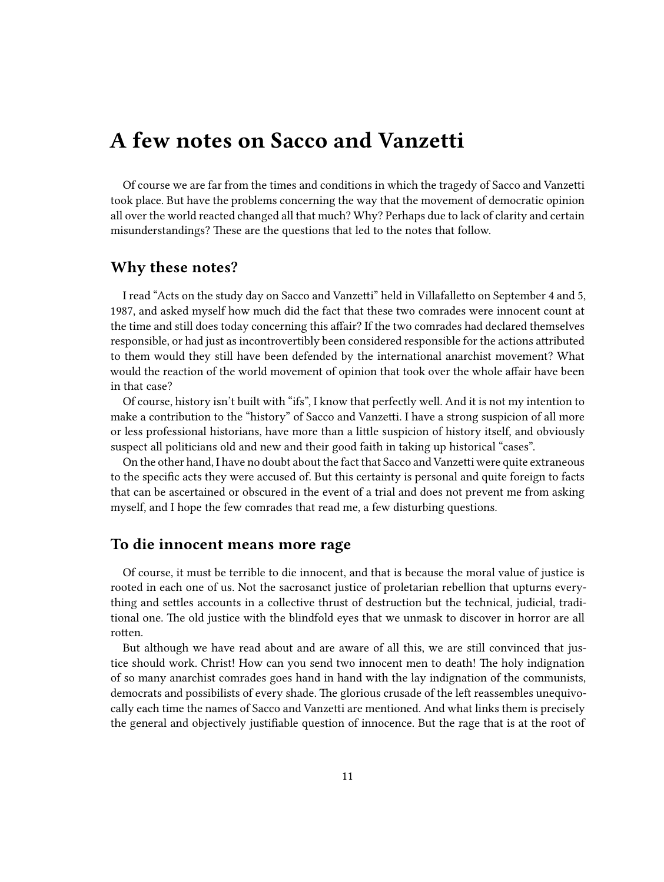# A few notes on Sacco and Vanzetti

Of course we are far from the times and conditions in which the tragedy of Sacco and Vanzetti took place. But have the problems concerning the way that the movement of democratic opinion all over the world reacted changed all that much? Why? Perhaps due to lack of clarity and certain misunderstandings? These are the questions that led to the notes that follow.

## Why these notes?

I read "Acts on the study day on Sacco and Vanzetti" held in Villafalletto on September 4 and 5, 1987, and asked myself how much did the fact that these two comrades were innocent count at the time and still does today concerning this affair? If the two comrades had declared themselves responsible, or had just as incontrovertibly been considered responsible for the actions attributed to them would they still have been defended by the international anarchist movement? What would the reaction of the world movement of opinion that took over the whole affair have been in that case?

Of course, history isn't built with "ifs", I know that perfectly well. And it is not my intention to make a contribution to the "history" of Sacco and Vanzetti. I have a strong suspicion of all more or less professional historians, have more than a little suspicion of history itself, and obviously suspect all politicians old and new and their good faith in taking up historical "cases".

On the other hand, I have no doubt about the fact that Sacco and Vanzetti were quite extraneous to the specific acts they were accused of. But this certainty is personal and quite foreign to facts that can be ascertained or obscured in the event of a trial and does not prevent me from asking myself, and I hope the few comrades that read me, a few disturbing questions.

## To die innocent means more rage

Of course, it must be terrible to die innocent, and that is because the moral value of justice is rooted in each one of us. Not the sacrosanct justice of proletarian rebellion that upturns everything and settles accounts in a collective thrust of destruction but the technical, judicial, traditional one. The old justice with the blindfold eyes that we unmask to discover in horror are all rotten.

But although we have read about and are aware of all this, we are still convinced that justice should work. Christ! How can you send two innocent men to death! The holy indignation of so many anarchist comrades goes hand in hand with the lay indignation of the communists, democrats and possibilists of every shade. The glorious crusade of the left reassembles unequivocally each time the names of Sacco and Vanzetti are mentioned. And what links them is precisely the general and objectively justifiable question of innocence. But the rage that is at the root of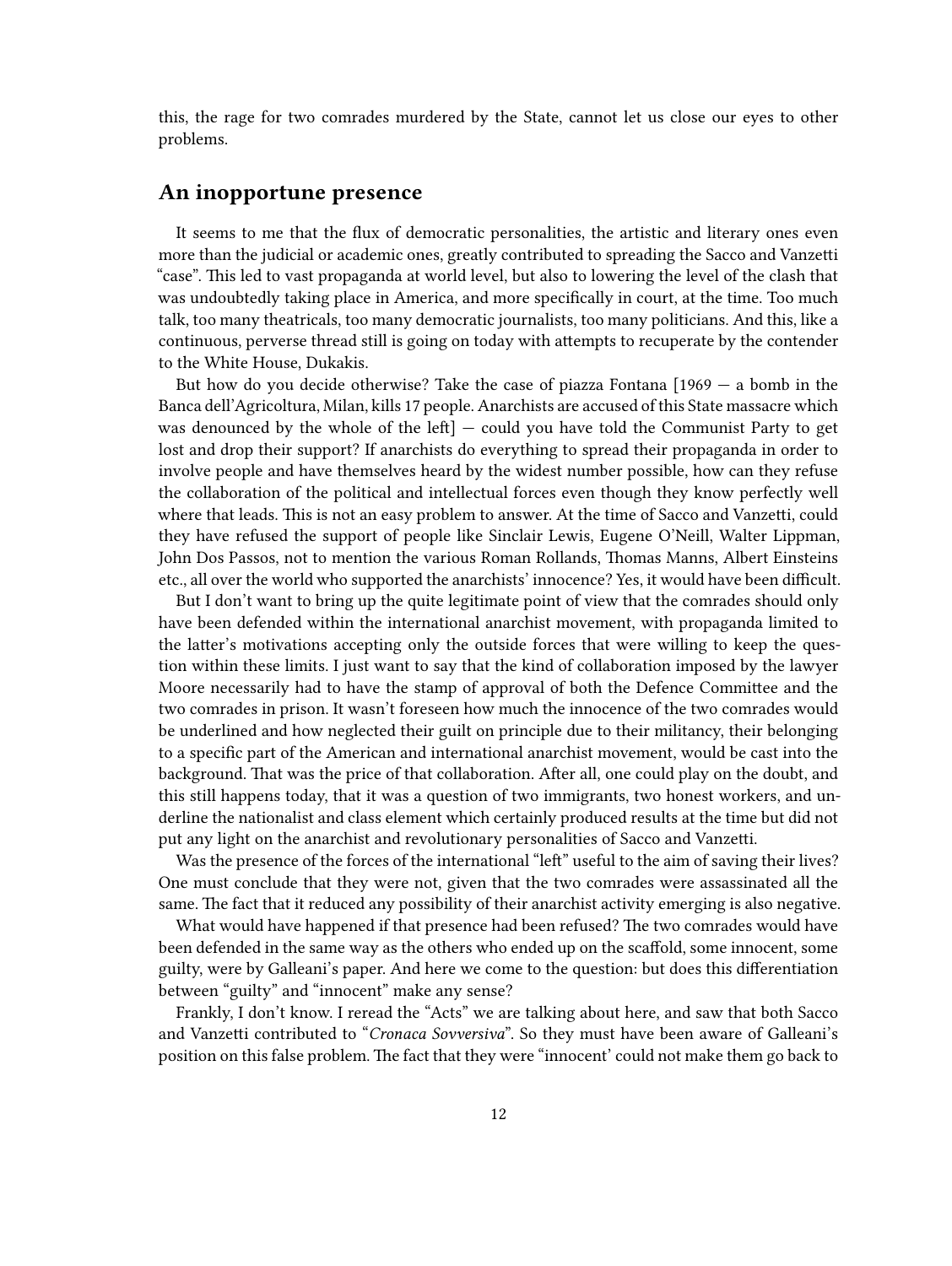this, the rage for two comrades murdered by the State, cannot let us close our eyes to other problems.

## An inopportune presence

It seems to me that the flux of democratic personalities, the artistic and literary ones even more than the judicial or academic ones, greatly contributed to spreading the Sacco and Vanzetti "case". This led to vast propaganda at world level, but also to lowering the level of the clash that was undoubtedly taking place in America, and more specifically in court, at the time. Too much talk, too many theatricals, too many democratic journalists, too many politicians. And this, like a continuous, perverse thread still is going on today with attempts to recuperate by the contender to the White House, Dukakis.

But how do you decide otherwise? Take the case of piazza Fontana [1969 — a bomb in the Banca dell'Agricoltura, Milan, kills 17 people. Anarchists are accused of this State massacre which was denounced by the whole of the left] — could you have told the Communist Party to get lost and drop their support? If anarchists do everything to spread their propaganda in order to involve people and have themselves heard by the widest number possible, how can they refuse the collaboration of the political and intellectual forces even though they know perfectly well where that leads. This is not an easy problem to answer. At the time of Sacco and Vanzetti, could they have refused the support of people like Sinclair Lewis, Eugene O'Neill, Walter Lippman, John Dos Passos, not to mention the various Roman Rollands, Thomas Manns, Albert Einsteins etc., all over the world who supported the anarchists' innocence? Yes, it would have been difficult.

But I don't want to bring up the quite legitimate point of view that the comrades should only have been defended within the international anarchist movement, with propaganda limited to the latter's motivations accepting only the outside forces that were willing to keep the question within these limits. I just want to say that the kind of collaboration imposed by the lawyer Moore necessarily had to have the stamp of approval of both the Defence Committee and the two comrades in prison. It wasn't foreseen how much the innocence of the two comrades would be underlined and how neglected their guilt on principle due to their militancy, their belonging to a specific part of the American and international anarchist movement, would be cast into the background. That was the price of that collaboration. After all, one could play on the doubt, and this still happens today, that it was a question of two immigrants, two honest workers, and underline the nationalist and class element which certainly produced results at the time but did not put any light on the anarchist and revolutionary personalities of Sacco and Vanzetti.

Was the presence of the forces of the international "left" useful to the aim of saving their lives? One must conclude that they were not, given that the two comrades were assassinated all the same. The fact that it reduced any possibility of their anarchist activity emerging is also negative.

What would have happened if that presence had been refused? The two comrades would have been defended in the same way as the others who ended up on the scaffold, some innocent, some guilty, were by Galleani's paper. And here we come to the question: but does this differentiation between "guilty" and "innocent" make any sense?

Frankly, I don't know. I reread the "Acts" we are talking about here, and saw that both Sacco and Vanzetti contributed to "*Cronaca Sovversiva*". So they must have been aware of Galleani's position on this false problem. The fact that they were "innocent' could not make them go back to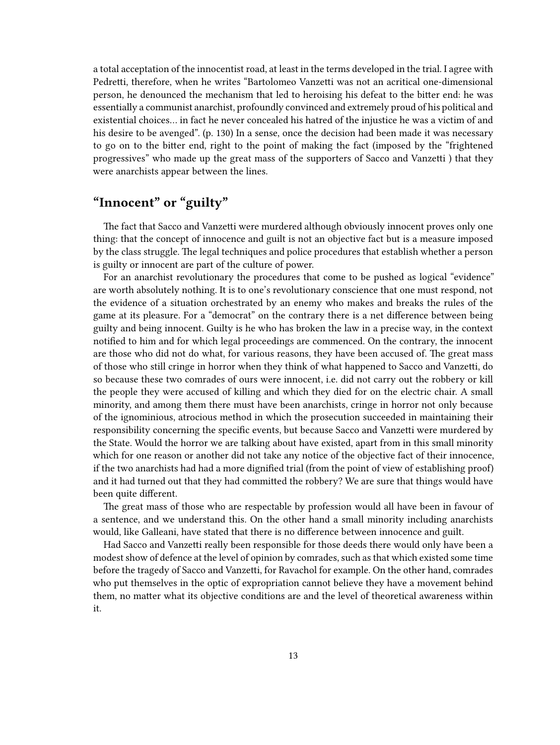a total acceptation of the innocentist road, at least in the terms developed in the trial. I agree with Pedretti, therefore, when he writes "Bartolomeo Vanzetti was not an acritical one-dimensional person, he denounced the mechanism that led to heroising his defeat to the bitter end: he was essentially a communist anarchist, profoundly convinced and extremely proud of his political and existential choices… in fact he never concealed his hatred of the injustice he was a victim of and his desire to be avenged". (p. 130) In a sense, once the decision had been made it was necessary to go on to the bitter end, right to the point of making the fact (imposed by the "frightened progressives" who made up the great mass of the supporters of Sacco and Vanzetti ) that they were anarchists appear between the lines.

## "Innocent" or "guilty"

The fact that Sacco and Vanzetti were murdered although obviously innocent proves only one thing: that the concept of innocence and guilt is not an objective fact but is a measure imposed by the class struggle. The legal techniques and police procedures that establish whether a person is guilty or innocent are part of the culture of power.

For an anarchist revolutionary the procedures that come to be pushed as logical "evidence" are worth absolutely nothing. It is to one's revolutionary conscience that one must respond, not the evidence of a situation orchestrated by an enemy who makes and breaks the rules of the game at its pleasure. For a "democrat" on the contrary there is a net difference between being guilty and being innocent. Guilty is he who has broken the law in a precise way, in the context notified to him and for which legal proceedings are commenced. On the contrary, the innocent are those who did not do what, for various reasons, they have been accused of. The great mass of those who still cringe in horror when they think of what happened to Sacco and Vanzetti, do so because these two comrades of ours were innocent, i.e. did not carry out the robbery or kill the people they were accused of killing and which they died for on the electric chair. A small minority, and among them there must have been anarchists, cringe in horror not only because of the ignominious, atrocious method in which the prosecution succeeded in maintaining their responsibility concerning the specific events, but because Sacco and Vanzetti were murdered by the State. Would the horror we are talking about have existed, apart from in this small minority which for one reason or another did not take any notice of the objective fact of their innocence, if the two anarchists had had a more dignified trial (from the point of view of establishing proof) and it had turned out that they had committed the robbery? We are sure that things would have been quite different.

The great mass of those who are respectable by profession would all have been in favour of a sentence, and we understand this. On the other hand a small minority including anarchists would, like Galleani, have stated that there is no difference between innocence and guilt.

Had Sacco and Vanzetti really been responsible for those deeds there would only have been a modest show of defence at the level of opinion by comrades, such as that which existed some time before the tragedy of Sacco and Vanzetti, for Ravachol for example. On the other hand, comrades who put themselves in the optic of expropriation cannot believe they have a movement behind them, no matter what its objective conditions are and the level of theoretical awareness within it.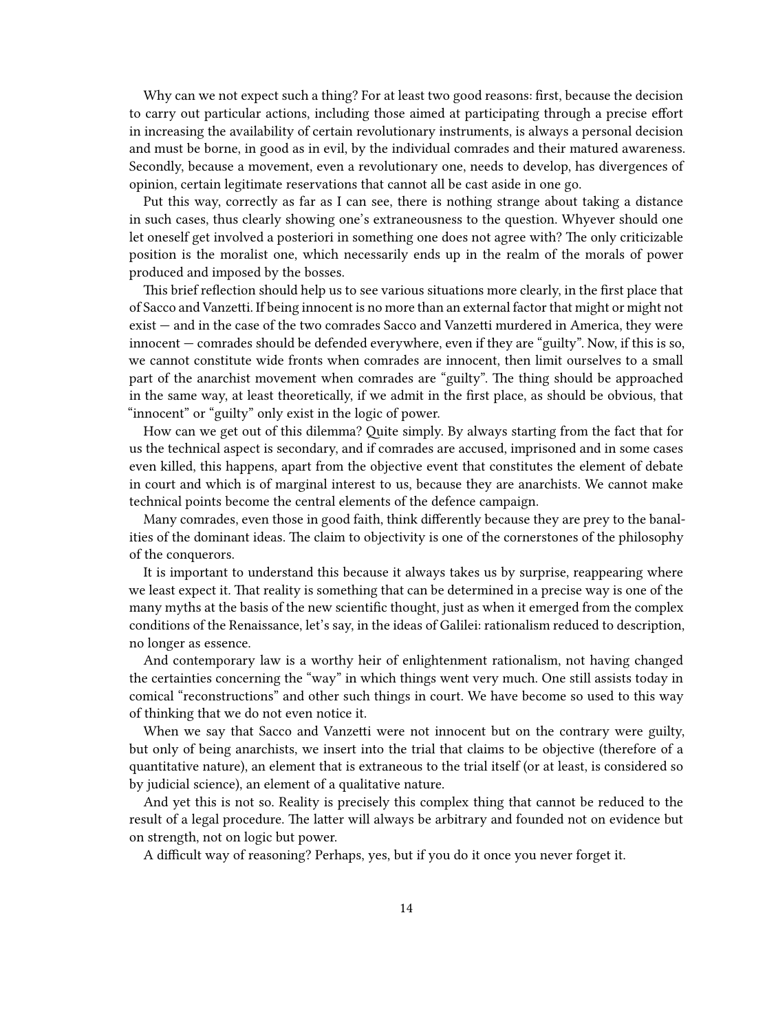Why can we not expect such a thing? For at least two good reasons: first, because the decision to carry out particular actions, including those aimed at participating through a precise effort in increasing the availability of certain revolutionary instruments, is always a personal decision and must be borne, in good as in evil, by the individual comrades and their matured awareness. Secondly, because a movement, even a revolutionary one, needs to develop, has divergences of opinion, certain legitimate reservations that cannot all be cast aside in one go.

Put this way, correctly as far as I can see, there is nothing strange about taking a distance in such cases, thus clearly showing one's extraneousness to the question. Whyever should one let oneself get involved a posteriori in something one does not agree with? The only criticizable position is the moralist one, which necessarily ends up in the realm of the morals of power produced and imposed by the bosses.

This brief reflection should help us to see various situations more clearly, in the first place that of Sacco and Vanzetti. If being innocent is no more than an external factor that might or might not exist — and in the case of the two comrades Sacco and Vanzetti murdered in America, they were innocent — comrades should be defended everywhere, even if they are "guilty". Now, if this is so, we cannot constitute wide fronts when comrades are innocent, then limit ourselves to a small part of the anarchist movement when comrades are "guilty". The thing should be approached in the same way, at least theoretically, if we admit in the first place, as should be obvious, that "innocent" or "guilty" only exist in the logic of power.

How can we get out of this dilemma? Quite simply. By always starting from the fact that for us the technical aspect is secondary, and if comrades are accused, imprisoned and in some cases even killed, this happens, apart from the objective event that constitutes the element of debate in court and which is of marginal interest to us, because they are anarchists. We cannot make technical points become the central elements of the defence campaign.

Many comrades, even those in good faith, think differently because they are prey to the banalities of the dominant ideas. The claim to objectivity is one of the cornerstones of the philosophy of the conquerors.

It is important to understand this because it always takes us by surprise, reappearing where we least expect it. That reality is something that can be determined in a precise way is one of the many myths at the basis of the new scientific thought, just as when it emerged from the complex conditions of the Renaissance, let's say, in the ideas of Galilei: rationalism reduced to description, no longer as essence.

And contemporary law is a worthy heir of enlightenment rationalism, not having changed the certainties concerning the "way" in which things went very much. One still assists today in comical "reconstructions" and other such things in court. We have become so used to this way of thinking that we do not even notice it.

When we say that Sacco and Vanzetti were not innocent but on the contrary were guilty, but only of being anarchists, we insert into the trial that claims to be objective (therefore of a quantitative nature), an element that is extraneous to the trial itself (or at least, is considered so by judicial science), an element of a qualitative nature.

And yet this is not so. Reality is precisely this complex thing that cannot be reduced to the result of a legal procedure. The latter will always be arbitrary and founded not on evidence but on strength, not on logic but power.

A difficult way of reasoning? Perhaps, yes, but if you do it once you never forget it.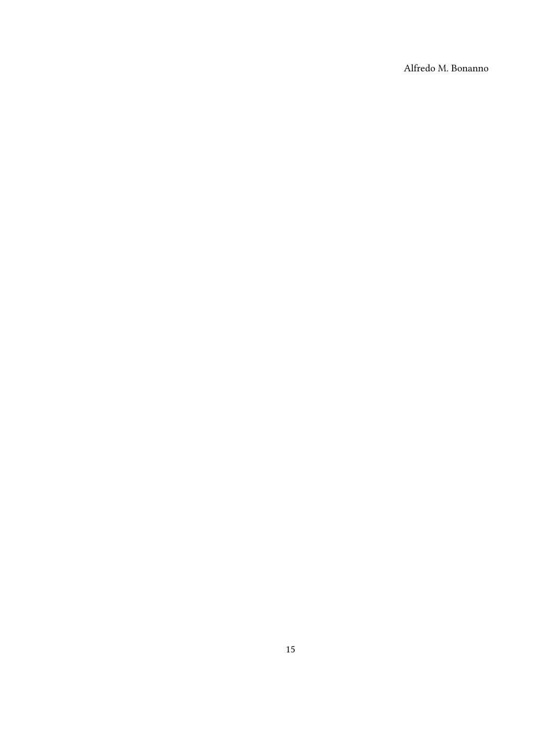Alfredo M. Bonanno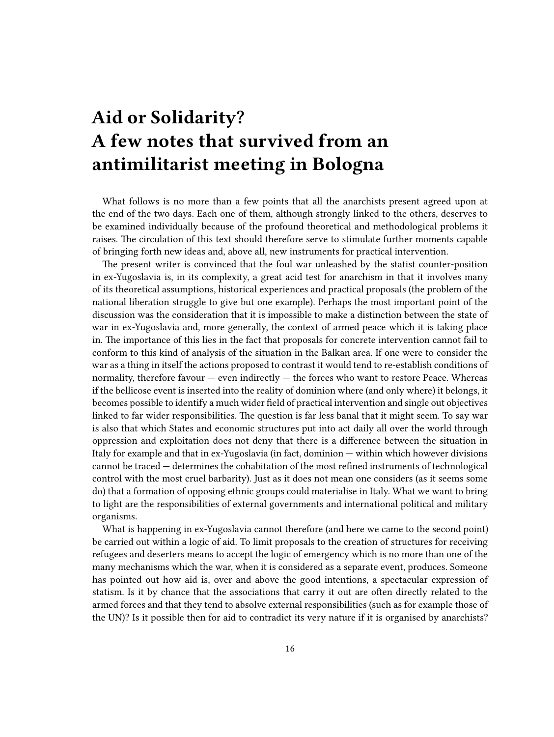# Aid or Solidarity? A few notes that survived from an antimilitarist meeting in Bologna

What follows is no more than a few points that all the anarchists present agreed upon at the end of the two days. Each one of them, although strongly linked to the others, deserves to be examined individually because of the profound theoretical and methodological problems it raises. The circulation of this text should therefore serve to stimulate further moments capable of bringing forth new ideas and, above all, new instruments for practical intervention.

The present writer is convinced that the foul war unleashed by the statist counter-position in ex-Yugoslavia is, in its complexity, a great acid test for anarchism in that it involves many of its theoretical assumptions, historical experiences and practical proposals (the problem of the national liberation struggle to give but one example). Perhaps the most important point of the discussion was the consideration that it is impossible to make a distinction between the state of war in ex-Yugoslavia and, more generally, the context of armed peace which it is taking place in. The importance of this lies in the fact that proposals for concrete intervention cannot fail to conform to this kind of analysis of the situation in the Balkan area. If one were to consider the war as a thing in itself the actions proposed to contrast it would tend to re-establish conditions of normality, therefore favour — even indirectly — the forces who want to restore Peace. Whereas if the bellicose event is inserted into the reality of dominion where (and only where) it belongs, it becomes possible to identify a much wider field of practical intervention and single out objectives linked to far wider responsibilities. The question is far less banal that it might seem. To say war is also that which States and economic structures put into act daily all over the world through oppression and exploitation does not deny that there is a difference between the situation in Italy for example and that in ex-Yugoslavia (in fact, dominion — within which however divisions cannot be traced — determines the cohabitation of the most refined instruments of technological control with the most cruel barbarity). Just as it does not mean one considers (as it seems some do) that a formation of opposing ethnic groups could materialise in Italy. What we want to bring to light are the responsibilities of external governments and international political and military organisms.

What is happening in ex-Yugoslavia cannot therefore (and here we came to the second point) be carried out within a logic of aid. To limit proposals to the creation of structures for receiving refugees and deserters means to accept the logic of emergency which is no more than one of the many mechanisms which the war, when it is considered as a separate event, produces. Someone has pointed out how aid is, over and above the good intentions, a spectacular expression of statism. Is it by chance that the associations that carry it out are often directly related to the armed forces and that they tend to absolve external responsibilities (such as for example those of the UN)? Is it possible then for aid to contradict its very nature if it is organised by anarchists?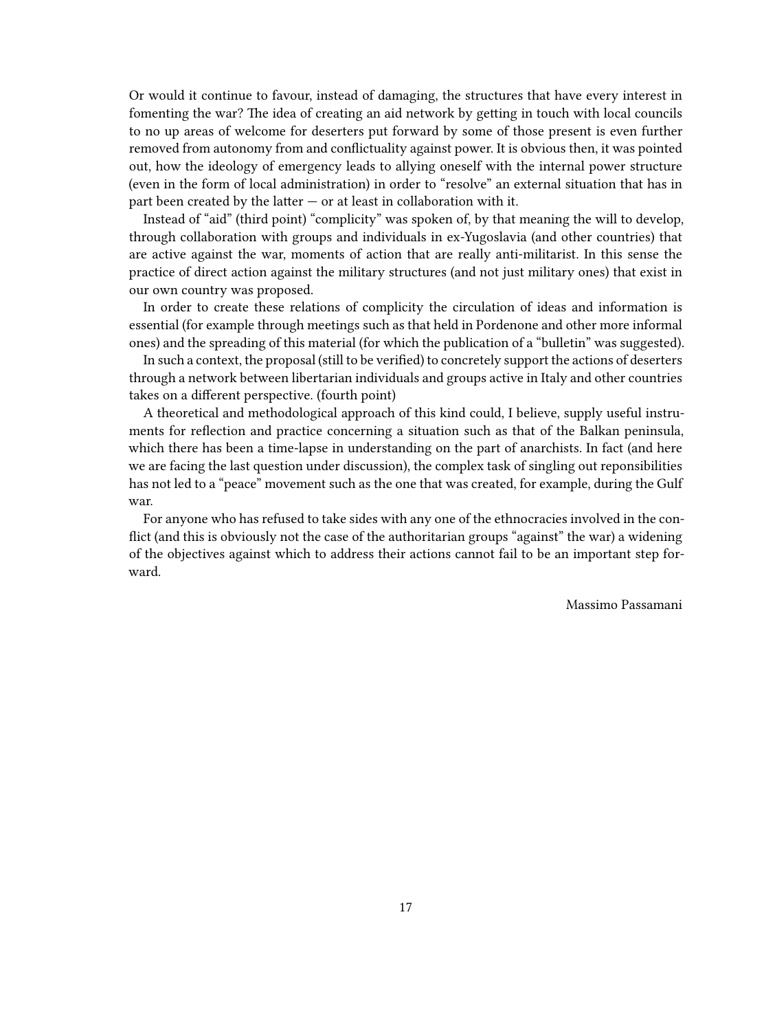Or would it continue to favour, instead of damaging, the structures that have every interest in fomenting the war? The idea of creating an aid network by getting in touch with local councils to no up areas of welcome for deserters put forward by some of those present is even further removed from autonomy from and conflictuality against power. It is obvious then, it was pointed out, how the ideology of emergency leads to allying oneself with the internal power structure (even in the form of local administration) in order to "resolve" an external situation that has in part been created by the latter — or at least in collaboration with it.

Instead of "aid" (third point) "complicity" was spoken of, by that meaning the will to develop, through collaboration with groups and individuals in ex-Yugoslavia (and other countries) that are active against the war, moments of action that are really anti-militarist. In this sense the practice of direct action against the military structures (and not just military ones) that exist in our own country was proposed.

In order to create these relations of complicity the circulation of ideas and information is essential (for example through meetings such as that held in Pordenone and other more informal ones) and the spreading of this material (for which the publication of a "bulletin" was suggested).

In such a context, the proposal (still to be verified) to concretely support the actions of deserters through a network between libertarian individuals and groups active in Italy and other countries takes on a different perspective. (fourth point)

A theoretical and methodological approach of this kind could, I believe, supply useful instruments for reflection and practice concerning a situation such as that of the Balkan peninsula, which there has been a time-lapse in understanding on the part of anarchists. In fact (and here we are facing the last question under discussion), the complex task of singling out reponsibilities has not led to a "peace" movement such as the one that was created, for example, during the Gulf war.

For anyone who has refused to take sides with any one of the ethnocracies involved in the conflict (and this is obviously not the case of the authoritarian groups "against" the war) a widening of the objectives against which to address their actions cannot fail to be an important step forward.

Massimo Passamani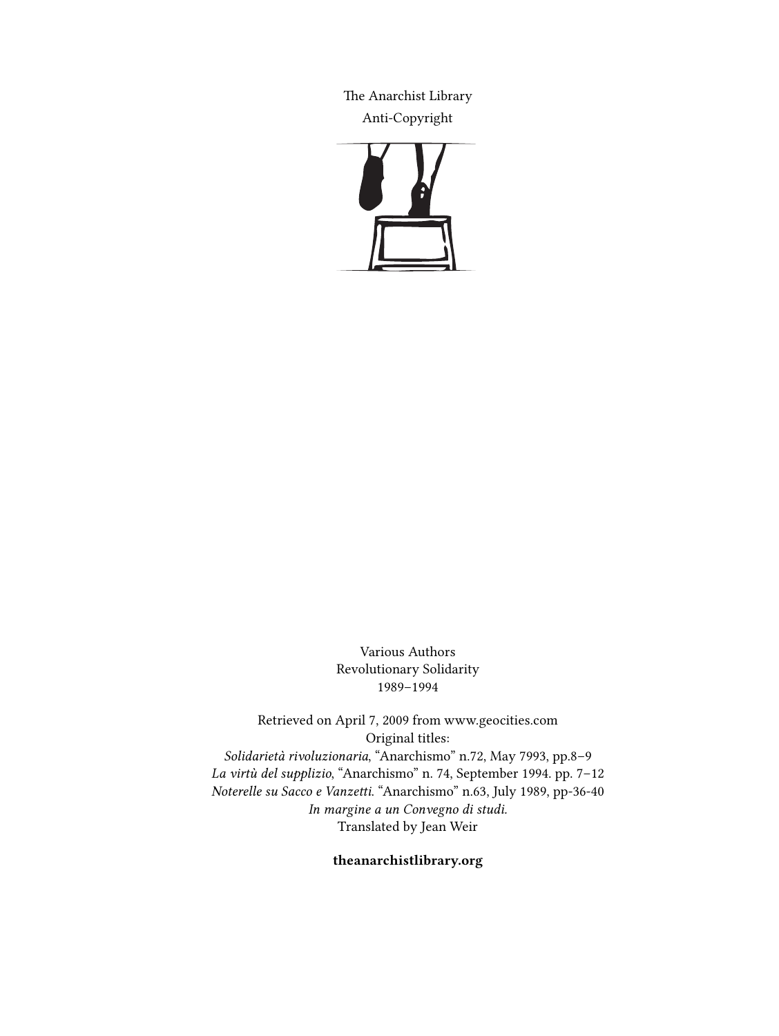The Anarchist Library
Anti-Copyright

Various Authors
Revolutionary Solidarity
1989–1994

Retrieved on April 7, 2009 from www.geocities.com
Original titles:
*Solidarietà rivoluzionaria*, "Anarchismo" n.72, May 7993, pp.8–9
*La virtù del supplizio*, "Anarchismo" n. 74, September 1994. pp. 7–12
*Noterelle su Sacco e Vanzetti*. "Anarchismo" n.63, July 1989, pp-36-40
*In margine a un Convegno di studi.*
Translated by Jean Weir

**theanarchistlibrary.org**